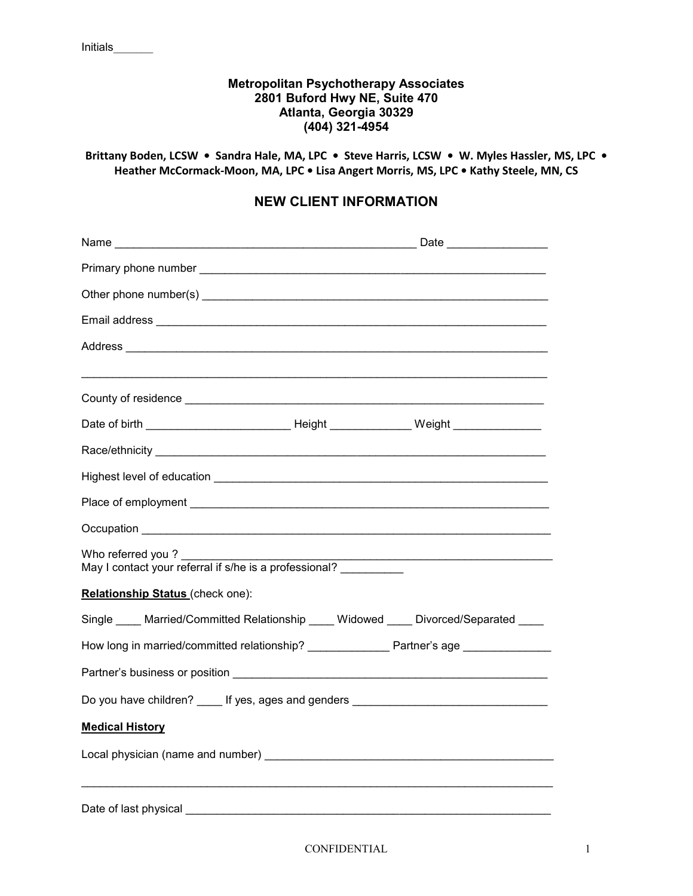Initials______

**Metropolitan Psychotherapy Associates**
**2801 Buford Hwy NE, Suite 470**
**Atlanta, Georgia 30329**
**(404) 321-4954**

**Brittany Boden, LCSW • Sandra Hale, MA, LPC • Steve Harris, LCSW • W. Myles Hassler, MS, LPC • Heather McCormack-Moon, MA, LPC • Lisa Angert Morris, MS, LPC • Kathy Steele, MN, CS**

## NEW CLIENT INFORMATION

Name _______________________________________________ Date _______________

Primary phone number ____________________________________________________

Other phone number(s) ___________________________________________________

Email address ___________________________________________________________

Address ________________________________________________________________

_______________________________________________________________________

County of residence ______________________________________________________

Date of birth _____________________ Height ____________ Weight _____________

Race/ethnicity ___________________________________________________________

Highest level of education _________________________________________________

Place of employment _____________________________________________________

Occupation _____________________________________________________________

Who referred you ? ______________________________________________________
May I contact your referral if s/he is a professional? __________

**Relationship Status** (check one):

Single ____ Married/Committed Relationship ____ Widowed ____ Divorced/Separated ____

How long in married/committed relationship? _____________ Partner's age _____________

Partner's business or position _______________________________________________

Do you have children? ____ If yes, ages and genders ______________________________

**Medical History**

Local physician (name and number) ___________________________________________

_______________________________________________________________________

Date of last physical _______________________________________________________

CONFIDENTIAL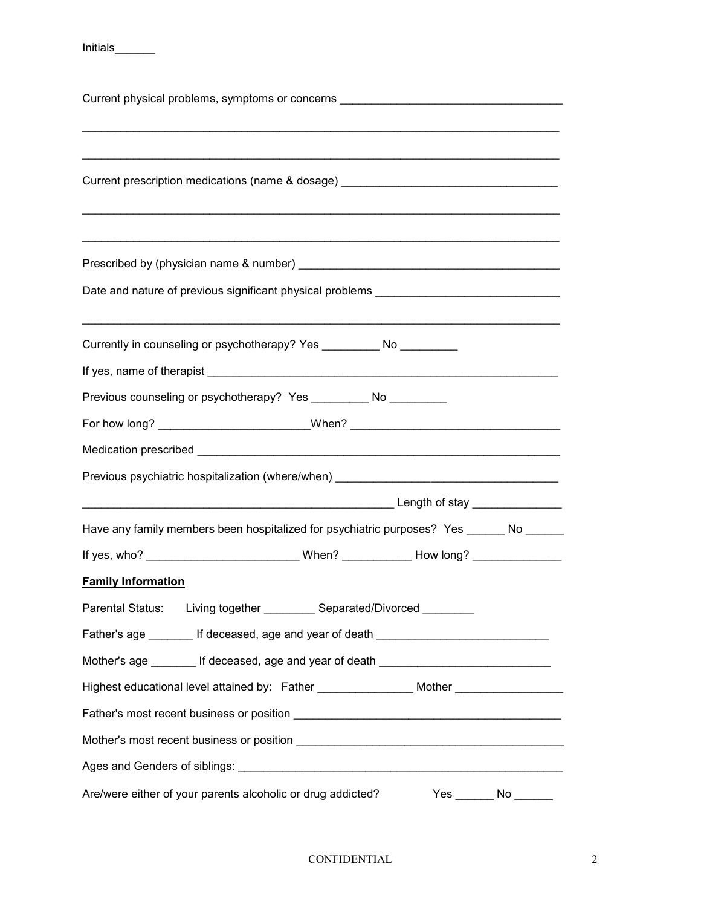Initials______

Current physical problems, symptoms or concerns ___________________________________

_____________________________________________________________________________

_____________________________________________________________________________

Current prescription medications (name & dosage) __________________________________

_____________________________________________________________________________

_____________________________________________________________________________

Prescribed by (physician name & number) _________________________________________

Date and nature of previous significant physical problems _____________________________

_____________________________________________________________________________

Currently in counseling or psychotherapy? Yes _________ No _________

If yes, name of therapist _________________________________________________________

Previous counseling or psychotherapy? Yes _________ No _________

For how long? _______________________When? ________________________________

Medication prescribed ____________________________________________________________

Previous psychiatric hospitalization (where/when) ___________________________________

___________________________________________________ Length of stay ______________

Have any family members been hospitalized for psychiatric purposes? Yes ______ No ______

If yes, who? ________________________ When? ___________ How long? ______________

**Family Information**

Parental Status: Living together ________ Separated/Divorced ________

Father's age _______ If deceased, age and year of death ___________________________

Mother's age _______ If deceased, age and year of death ___________________________

Highest educational level attained by: Father _______________ Mother _________________

Father's most recent business or position __________________________________________

Mother's most recent business or position __________________________________________

Ages and Genders of siblings: _____________________________________________________

Are/were either of your parents alcoholic or drug addicted? Yes ______ No ______

CONFIDENTIAL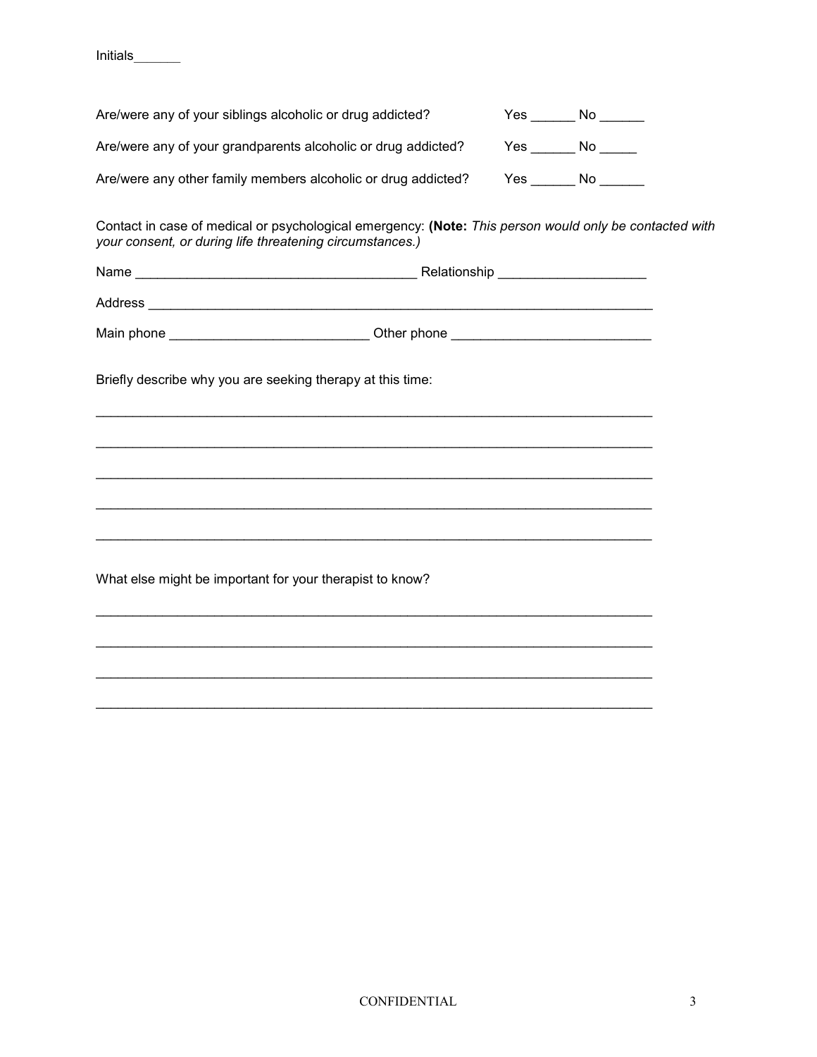Initials______

Are/were any of your siblings alcoholic or drug addicted? Yes ______ No ______

Are/were any of your grandparents alcoholic or drug addicted? Yes ______ No _____

Are/were any other family members alcoholic or drug addicted? Yes ______ No ______

Contact in case of medical or psychological emergency: **(Note:** *This person would only be contacted with your consent, or during life threatening circumstances.)*

Name ______________________________________ Relationship ___________________

Address ______________________________________________________________________

Main phone __________________________ Other phone __________________________

Briefly describe why you are seeking therapy at this time:

_____________________________________________________________________________

_____________________________________________________________________________

_____________________________________________________________________________

_____________________________________________________________________________

_____________________________________________________________________________

What else might be important for your therapist to know?

_____________________________________________________________________________

_____________________________________________________________________________

_____________________________________________________________________________

_____________________________________________________________________________

CONFIDENTIAL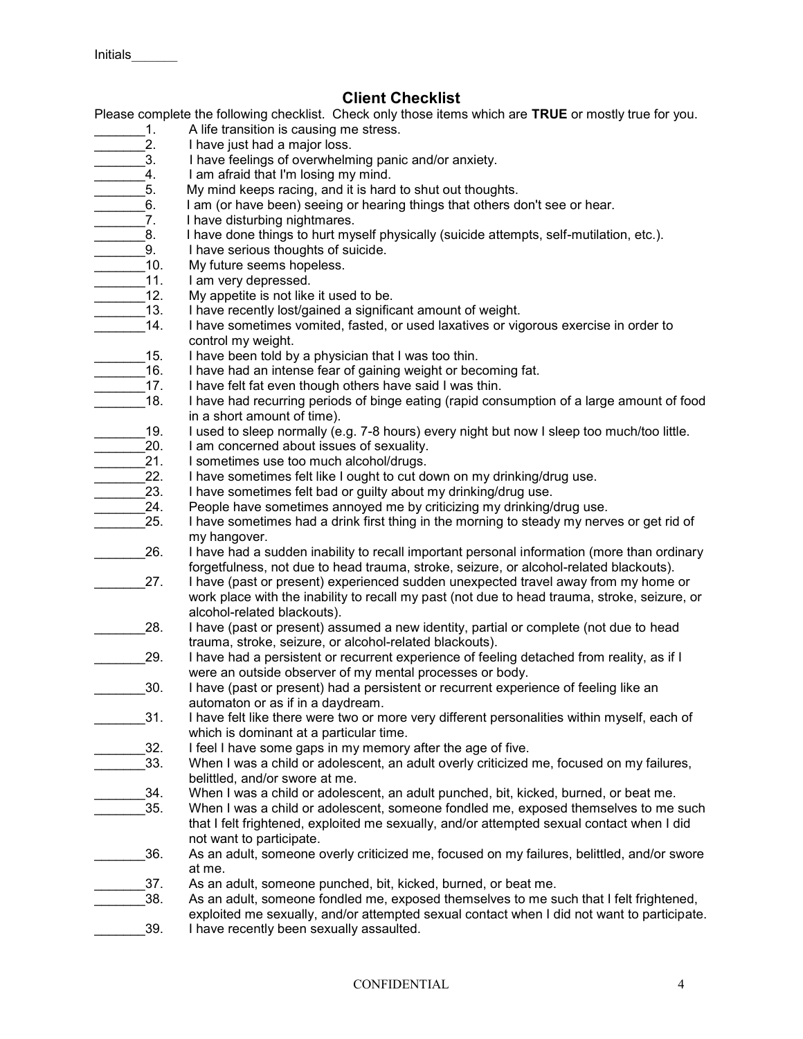Initials______

## Client Checklist

Please complete the following checklist. Check only those items which are **TRUE** or mostly true for you.

_______1. A life transition is causing me stress.
_______2. I have just had a major loss.
_______3. I have feelings of overwhelming panic and/or anxiety.
_______4. I am afraid that I'm losing my mind.
_______5. My mind keeps racing, and it is hard to shut out thoughts.
_______6. I am (or have been) seeing or hearing things that others don't see or hear.
_______7. I have disturbing nightmares.
_______8. I have done things to hurt myself physically (suicide attempts, self-mutilation, etc.).
_______9. I have serious thoughts of suicide.
_______10. My future seems hopeless.
_______11. I am very depressed.
_______12. My appetite is not like it used to be.
_______13. I have recently lost/gained a significant amount of weight.
_______14. I have sometimes vomited, fasted, or used laxatives or vigorous exercise in order to control my weight.
_______15. I have been told by a physician that I was too thin.
_______16. I have had an intense fear of gaining weight or becoming fat.
_______17. I have felt fat even though others have said I was thin.
_______18. I have had recurring periods of binge eating (rapid consumption of a large amount of food in a short amount of time).
_______19. I used to sleep normally (e.g. 7-8 hours) every night but now I sleep too much/too little.
_______20. I am concerned about issues of sexuality.
_______21. I sometimes use too much alcohol/drugs.
_______22. I have sometimes felt like I ought to cut down on my drinking/drug use.
_______23. I have sometimes felt bad or guilty about my drinking/drug use.
_______24. People have sometimes annoyed me by criticizing my drinking/drug use.
_______25. I have sometimes had a drink first thing in the morning to steady my nerves or get rid of my hangover.
_______26. I have had a sudden inability to recall important personal information (more than ordinary forgetfulness, not due to head trauma, stroke, seizure, or alcohol-related blackouts).
_______27. I have (past or present) experienced sudden unexpected travel away from my home or work place with the inability to recall my past (not due to head trauma, stroke, seizure, or alcohol-related blackouts).
_______28. I have (past or present) assumed a new identity, partial or complete (not due to head trauma, stroke, seizure, or alcohol-related blackouts).
_______29. I have had a persistent or recurrent experience of feeling detached from reality, as if I were an outside observer of my mental processes or body.
_______30. I have (past or present) had a persistent or recurrent experience of feeling like an automaton or as if in a daydream.
_______31. I have felt like there were two or more very different personalities within myself, each of which is dominant at a particular time.
_______32. I feel I have some gaps in my memory after the age of five.
_______33. When I was a child or adolescent, an adult overly criticized me, focused on my failures, belittled, and/or swore at me.
_______34. When I was a child or adolescent, an adult punched, bit, kicked, burned, or beat me.
_______35. When I was a child or adolescent, someone fondled me, exposed themselves to me such that I felt frightened, exploited me sexually, and/or attempted sexual contact when I did not want to participate.
_______36. As an adult, someone overly criticized me, focused on my failures, belittled, and/or swore at me.
_______37. As an adult, someone punched, bit, kicked, burned, or beat me.
_______38. As an adult, someone fondled me, exposed themselves to me such that I felt frightened, exploited me sexually, and/or attempted sexual contact when I did not want to participate.
_______39. I have recently been sexually assaulted.

CONFIDENTIAL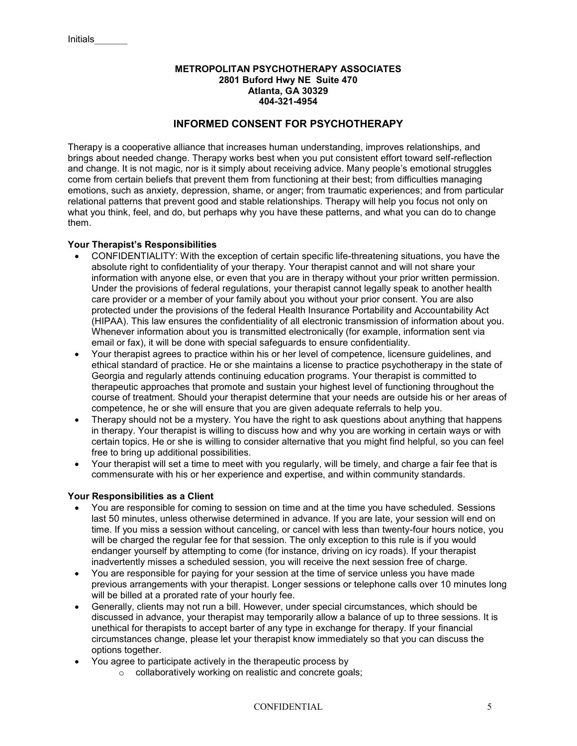Initials______

**METROPOLITAN PSYCHOTHERAPY ASSOCIATES**
**2801 Buford Hwy NE Suite 470**
**Atlanta, GA 30329**
**404-321-4954**

## INFORMED CONSENT FOR PSYCHOTHERAPY

Therapy is a cooperative alliance that increases human understanding, improves relationships, and brings about needed change. Therapy works best when you put consistent effort toward self-reflection and change. It is not magic, nor is it simply about receiving advice. Many people's emotional struggles come from certain beliefs that prevent them from functioning at their best; from difficulties managing emotions, such as anxiety, depression, shame, or anger; from traumatic experiences; and from particular relational patterns that prevent good and stable relationships. Therapy will help you focus not only on what you think, feel, and do, but perhaps why you have these patterns, and what you can do to change them.

### Your Therapist's Responsibilities

- CONFIDENTIALITY: With the exception of certain specific life-threatening situations, you have the absolute right to confidentiality of your therapy. Your therapist cannot and will not share your information with anyone else, or even that you are in therapy without your prior written permission. Under the provisions of federal regulations, your therapist cannot legally speak to another health care provider or a member of your family about you without your prior consent. You are also protected under the provisions of the federal Health Insurance Portability and Accountability Act (HIPAA). This law ensures the confidentiality of all electronic transmission of information about you. Whenever information about you is transmitted electronically (for example, information sent via email or fax), it will be done with special safeguards to ensure confidentiality.
- Your therapist agrees to practice within his or her level of competence, licensure guidelines, and ethical standard of practice. He or she maintains a license to practice psychotherapy in the state of Georgia and regularly attends continuing education programs. Your therapist is committed to therapeutic approaches that promote and sustain your highest level of functioning throughout the course of treatment. Should your therapist determine that your needs are outside his or her areas of competence, he or she will ensure that you are given adequate referrals to help you.
- Therapy should not be a mystery. You have the right to ask questions about anything that happens in therapy. Your therapist is willing to discuss how and why you are working in certain ways or with certain topics. He or she is willing to consider alternative that you might find helpful, so you can feel free to bring up additional possibilities.
- Your therapist will set a time to meet with you regularly, will be timely, and charge a fair fee that is commensurate with his or her experience and expertise, and within community standards.

### Your Responsibilities as a Client

- You are responsible for coming to session on time and at the time you have scheduled. Sessions last 50 minutes, unless otherwise determined in advance. If you are late, your session will end on time. If you miss a session without canceling, or cancel with less than twenty-four hours notice, you will be charged the regular fee for that session. The only exception to this rule is if you would endanger yourself by attempting to come (for instance, driving on icy roads). If your therapist inadvertently misses a scheduled session, you will receive the next session free of charge.
- You are responsible for paying for your session at the time of service unless you have made previous arrangements with your therapist. Longer sessions or telephone calls over 10 minutes long will be billed at a prorated rate of your hourly fee.
- Generally, clients may not run a bill. However, under special circumstances, which should be discussed in advance, your therapist may temporarily allow a balance of up to three sessions. It is unethical for therapists to accept barter of any type in exchange for therapy. If your financial circumstances change, please let your therapist know immediately so that you can discuss the options together.
- You agree to participate actively in the therapeutic process by
  - collaboratively working on realistic and concrete goals;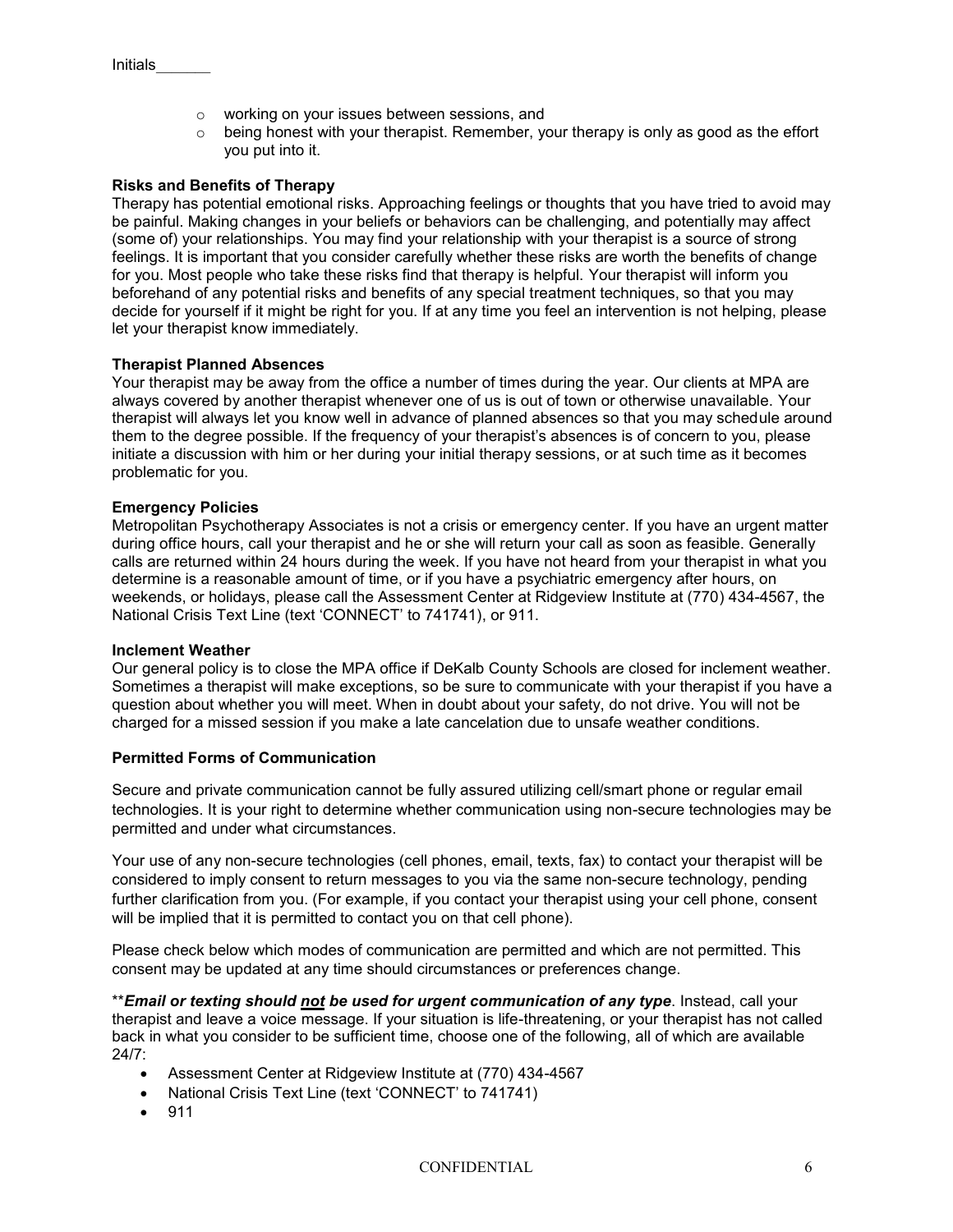Initials______

- working on your issues between sessions, and
- being honest with your therapist. Remember, your therapy is only as good as the effort you put into it.

**Risks and Benefits of Therapy**

Therapy has potential emotional risks. Approaching feelings or thoughts that you have tried to avoid may be painful. Making changes in your beliefs or behaviors can be challenging, and potentially may affect (some of) your relationships. You may find your relationship with your therapist is a source of strong feelings. It is important that you consider carefully whether these risks are worth the benefits of change for you. Most people who take these risks find that therapy is helpful. Your therapist will inform you beforehand of any potential risks and benefits of any special treatment techniques, so that you may decide for yourself if it might be right for you. If at any time you feel an intervention is not helping, please let your therapist know immediately.

**Therapist Planned Absences**

Your therapist may be away from the office a number of times during the year. Our clients at MPA are always covered by another therapist whenever one of us is out of town or otherwise unavailable. Your therapist will always let you know well in advance of planned absences so that you may schedule around them to the degree possible. If the frequency of your therapist's absences is of concern to you, please initiate a discussion with him or her during your initial therapy sessions, or at such time as it becomes problematic for you.

**Emergency Policies**

Metropolitan Psychotherapy Associates is not a crisis or emergency center. If you have an urgent matter during office hours, call your therapist and he or she will return your call as soon as feasible. Generally calls are returned within 24 hours during the week. If you have not heard from your therapist in what you determine is a reasonable amount of time, or if you have a psychiatric emergency after hours, on weekends, or holidays, please call the Assessment Center at Ridgeview Institute at (770) 434-4567, the National Crisis Text Line (text 'CONNECT' to 741741), or 911.

**Inclement Weather**

Our general policy is to close the MPA office if DeKalb County Schools are closed for inclement weather. Sometimes a therapist will make exceptions, so be sure to communicate with your therapist if you have a question about whether you will meet. When in doubt about your safety, do not drive. You will not be charged for a missed session if you make a late cancelation due to unsafe weather conditions.

**Permitted Forms of Communication**

Secure and private communication cannot be fully assured utilizing cell/smart phone or regular email technologies. It is your right to determine whether communication using non-secure technologies may be permitted and under what circumstances.

Your use of any non-secure technologies (cell phones, email, texts, fax) to contact your therapist will be considered to imply consent to return messages to you via the same non-secure technology, pending further clarification from you. (For example, if you contact your therapist using your cell phone, consent will be implied that it is permitted to contact you on that cell phone).

Please check below which modes of communication are permitted and which are not permitted. This consent may be updated at any time should circumstances or preferences change.

\*\****Email or texting should <u>not</u> be used for urgent communication of any type***. Instead, call your therapist and leave a voice message. If your situation is life-threatening, or your therapist has not called back in what you consider to be sufficient time, choose one of the following, all of which are available 24/7:

- Assessment Center at Ridgeview Institute at (770) 434-4567
- National Crisis Text Line (text 'CONNECT' to 741741)
- 911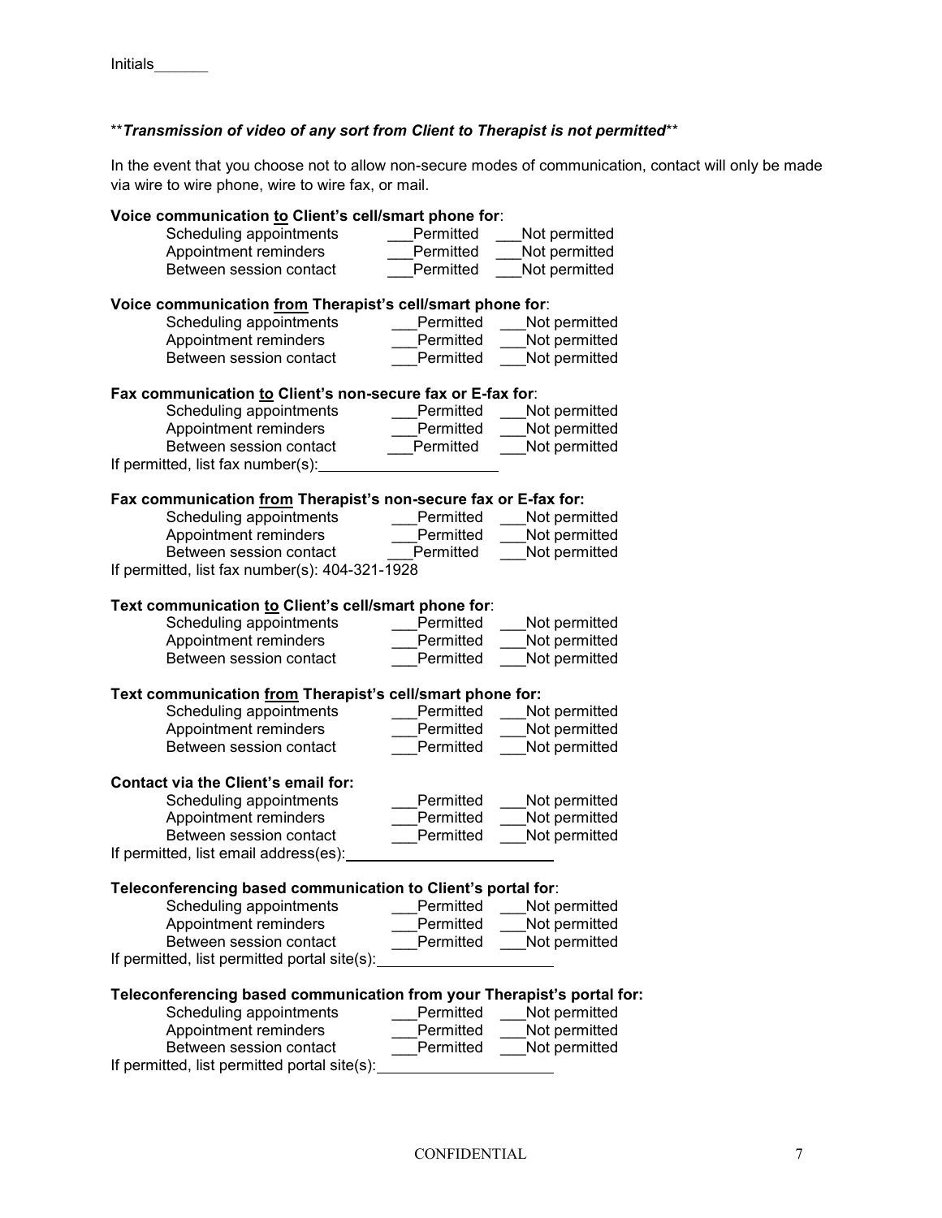Initials______

**\*\****Transmission of video of any sort from Client to Therapist is not permitted***\*\***

In the event that you choose not to allow non-secure modes of communication, contact will only be made via wire to wire phone, wire to wire fax, or mail.

**Voice communication to Client's cell/smart phone for**:

| | | |
|---|---|---|
| Scheduling appointments | ___Permitted | ___Not permitted |
| Appointment reminders | ___Permitted | ___Not permitted |
| Between session contact | ___Permitted | ___Not permitted |

**Voice communication from Therapist's cell/smart phone for**:

| | | |
|---|---|---|
| Scheduling appointments | ___Permitted | ___Not permitted |
| Appointment reminders | ___Permitted | ___Not permitted |
| Between session contact | ___Permitted | ___Not permitted |

**Fax communication to Client's non-secure fax or E-fax for**:

| | | |
|---|---|---|
| Scheduling appointments | ___Permitted | ___Not permitted |
| Appointment reminders | ___Permitted | ___Not permitted |
| Between session contact | ___Permitted | ___Not permitted |

If permitted, list fax number(s):______________________

**Fax communication from Therapist's non-secure fax or E-fax for:**

| | | |
|---|---|---|
| Scheduling appointments | ___Permitted | ___Not permitted |
| Appointment reminders | ___Permitted | ___Not permitted |
| Between session contact | ___Permitted | ___Not permitted |

If permitted, list fax number(s): 404-321-1928

**Text communication to Client's cell/smart phone for**:

| | | |
|---|---|---|
| Scheduling appointments | ___Permitted | ___Not permitted |
| Appointment reminders | ___Permitted | ___Not permitted |
| Between session contact | ___Permitted | ___Not permitted |

**Text communication from Therapist's cell/smart phone for:**

| | | |
|---|---|---|
| Scheduling appointments | ___Permitted | ___Not permitted |
| Appointment reminders | ___Permitted | ___Not permitted |
| Between session contact | ___Permitted | ___Not permitted |

**Contact via the Client's email for:**

| | | |
|---|---|---|
| Scheduling appointments | ___Permitted | ___Not permitted |
| Appointment reminders | ___Permitted | ___Not permitted |
| Between session contact | ___Permitted | ___Not permitted |

If permitted, list email address(es):__________________________

**Teleconferencing based communication to Client's portal for**:

| | | |
|---|---|---|
| Scheduling appointments | ___Permitted | ___Not permitted |
| Appointment reminders | ___Permitted | ___Not permitted |
| Between session contact | ___Permitted | ___Not permitted |

If permitted, list permitted portal site(s):______________________

**Teleconferencing based communication from your Therapist's portal for:**

| | | |
|---|---|---|
| Scheduling appointments | ___Permitted | ___Not permitted |
| Appointment reminders | ___Permitted | ___Not permitted |
| Between session contact | ___Permitted | ___Not permitted |

If permitted, list permitted portal site(s):______________________

CONFIDENTIAL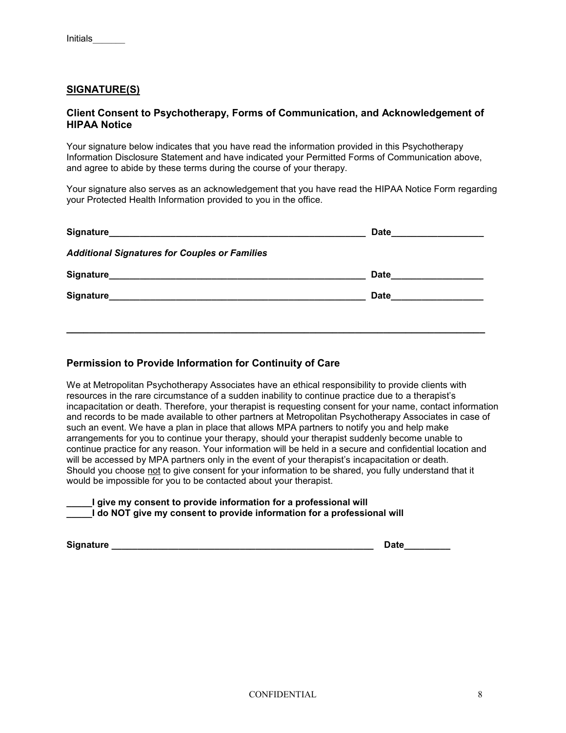Initials______

## SIGNATURE(S)

### Client Consent to Psychotherapy, Forms of Communication, and Acknowledgement of HIPAA Notice

Your signature below indicates that you have read the information provided in this Psychotherapy Information Disclosure Statement and have indicated your Permitted Forms of Communication above, and agree to abide by these terms during the course of your therapy.

Your signature also serves as an acknowledgement that you have read the HIPAA Notice Form regarding your Protected Health Information provided to you in the office.

**Signature**___________________________________________________ **Date**_________________

***Additional Signatures for Couples or Families***

**Signature**___________________________________________________ **Date**_________________

**Signature**___________________________________________________ **Date**_________________

---

### Permission to Provide Information for Continuity of Care

We at Metropolitan Psychotherapy Associates have an ethical responsibility to provide clients with resources in the rare circumstance of a sudden inability to continue practice due to a therapist's incapacitation or death. Therefore, your therapist is requesting consent for your name, contact information and records to be made available to other partners at Metropolitan Psychotherapy Associates in case of such an event. We have a plan in place that allows MPA partners to notify you and help make arrangements for you to continue your therapy, should your therapist suddenly become unable to continue practice for any reason. Your information will be held in a secure and confidential location and will be accessed by MPA partners only in the event of your therapist's incapacitation or death. Should you choose <u>not</u> to give consent for your information to be shared, you fully understand that it would be impossible for you to be contacted about your therapist.

**_____I give my consent to provide information for a professional will**
**_____I do NOT give my consent to provide information for a professional will**

**Signature** ___________________________________________________ **Date**_________